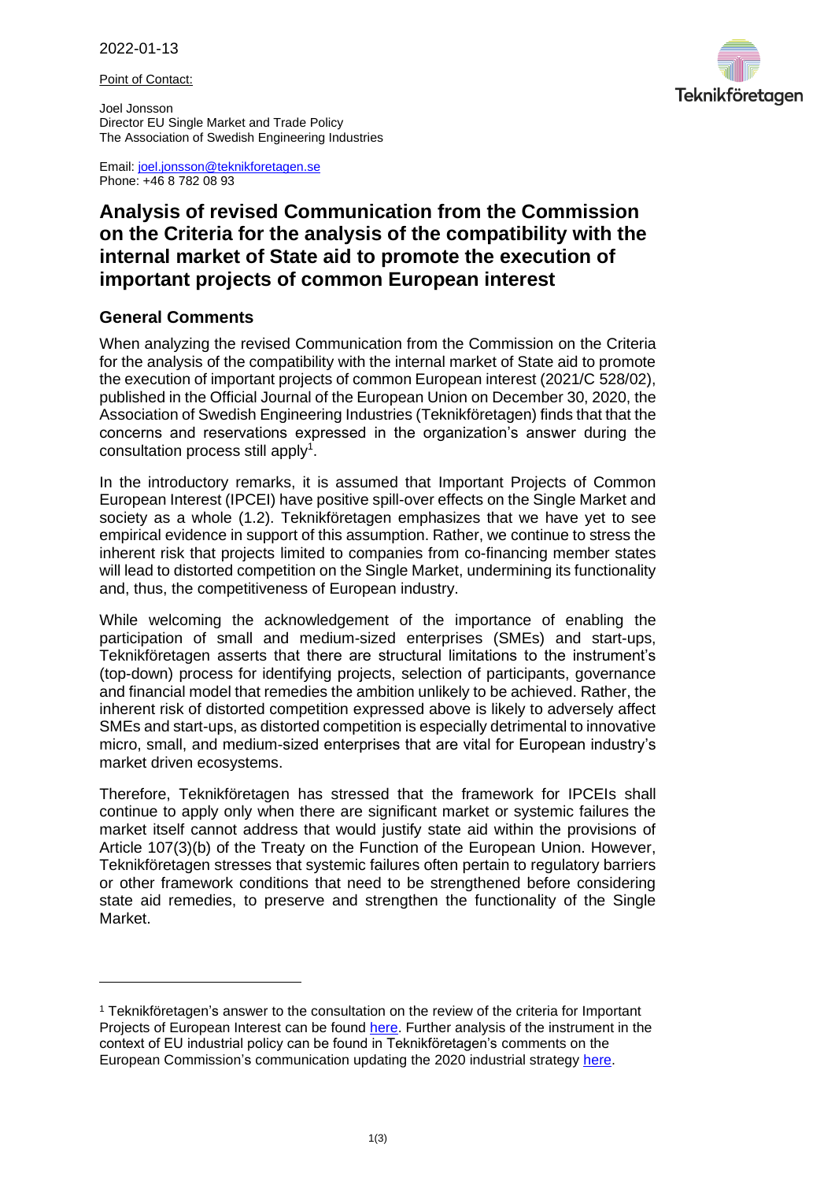2022-01-13

Point of Contact:

Joel Jonsson
Director EU Single Market and Trade Policy
The Association of Swedish Engineering Industries

Email: joel.jonsson@teknikforetagen.se
Phone: +46 8 782 08 93

# Analysis of revised Communication from the Commission on the Criteria for the analysis of the compatibility with the internal market of State aid to promote the execution of important projects of common European interest

## General Comments

When analyzing the revised Communication from the Commission on the Criteria for the analysis of the compatibility with the internal market of State aid to promote the execution of important projects of common European interest (2021/C 528/02), published in the Official Journal of the European Union on December 30, 2020, the Association of Swedish Engineering Industries (Teknikföretagen) finds that that the concerns and reservations expressed in the organization's answer during the consultation process still apply[1].

In the introductory remarks, it is assumed that Important Projects of Common European Interest (IPCEI) have positive spill-over effects on the Single Market and society as a whole (1.2). Teknikföretagen emphasizes that we have yet to see empirical evidence in support of this assumption. Rather, we continue to stress the inherent risk that projects limited to companies from co-financing member states will lead to distorted competition on the Single Market, undermining its functionality and, thus, the competitiveness of European industry.

While welcoming the acknowledgement of the importance of enabling the participation of small and medium-sized enterprises (SMEs) and start-ups, Teknikföretagen asserts that there are structural limitations to the instrument's (top-down) process for identifying projects, selection of participants, governance and financial model that remedies the ambition unlikely to be achieved. Rather, the inherent risk of distorted competition expressed above is likely to adversely affect SMEs and start-ups, as distorted competition is especially detrimental to innovative micro, small, and medium-sized enterprises that are vital for European industry's market driven ecosystems.

Therefore, Teknikföretagen has stressed that the framework for IPCEIs shall continue to apply only when there are significant market or systemic failures the market itself cannot address that would justify state aid within the provisions of Article 107(3)(b) of the Treaty on the Function of the European Union. However, Teknikföretagen stresses that systemic failures often pertain to regulatory barriers or other framework conditions that need to be strengthened before considering state aid remedies, to preserve and strengthen the functionality of the Single Market.

---

[1] Teknikföretagen's answer to the consultation on the review of the criteria for Important Projects of European Interest can be found here. Further analysis of the instrument in the context of EU industrial policy can be found in Teknikföretagen's comments on the European Commission's communication updating the 2020 industrial strategy here.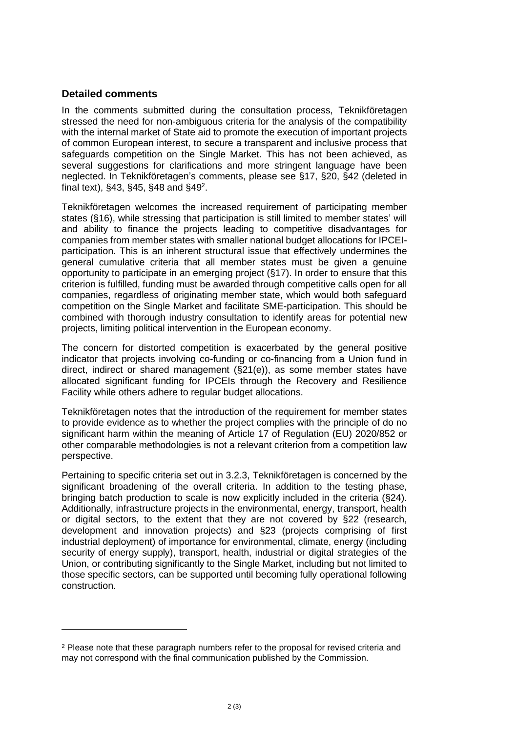## Detailed comments

In the comments submitted during the consultation process, Teknikföretagen stressed the need for non-ambiguous criteria for the analysis of the compatibility with the internal market of State aid to promote the execution of important projects of common European interest, to secure a transparent and inclusive process that safeguards competition on the Single Market. This has not been achieved, as several suggestions for clarifications and more stringent language have been neglected. In Teknikföretagen's comments, please see §17, §20, §42 (deleted in final text), §43, §45, §48 and §49[2].

Teknikföretagen welcomes the increased requirement of participating member states (§16), while stressing that participation is still limited to member states' will and ability to finance the projects leading to competitive disadvantages for companies from member states with smaller national budget allocations for IPCEI-participation. This is an inherent structural issue that effectively undermines the general cumulative criteria that all member states must be given a genuine opportunity to participate in an emerging project (§17). In order to ensure that this criterion is fulfilled, funding must be awarded through competitive calls open for all companies, regardless of originating member state, which would both safeguard competition on the Single Market and facilitate SME-participation. This should be combined with thorough industry consultation to identify areas for potential new projects, limiting political intervention in the European economy.

The concern for distorted competition is exacerbated by the general positive indicator that projects involving co-funding or co-financing from a Union fund in direct, indirect or shared management (§21(e)), as some member states have allocated significant funding for IPCEIs through the Recovery and Resilience Facility while others adhere to regular budget allocations.

Teknikföretagen notes that the introduction of the requirement for member states to provide evidence as to whether the project complies with the principle of do no significant harm within the meaning of Article 17 of Regulation (EU) 2020/852 or other comparable methodologies is not a relevant criterion from a competition law perspective.

Pertaining to specific criteria set out in 3.2.3, Teknikföretagen is concerned by the significant broadening of the overall criteria. In addition to the testing phase, bringing batch production to scale is now explicitly included in the criteria (§24). Additionally, infrastructure projects in the environmental, energy, transport, health or digital sectors, to the extent that they are not covered by §22 (research, development and innovation projects) and §23 (projects comprising of first industrial deployment) of importance for environmental, climate, energy (including security of energy supply), transport, health, industrial or digital strategies of the Union, or contributing significantly to the Single Market, including but not limited to those specific sectors, can be supported until becoming fully operational following construction.

[2] Please note that these paragraph numbers refer to the proposal for revised criteria and may not correspond with the final communication published by the Commission.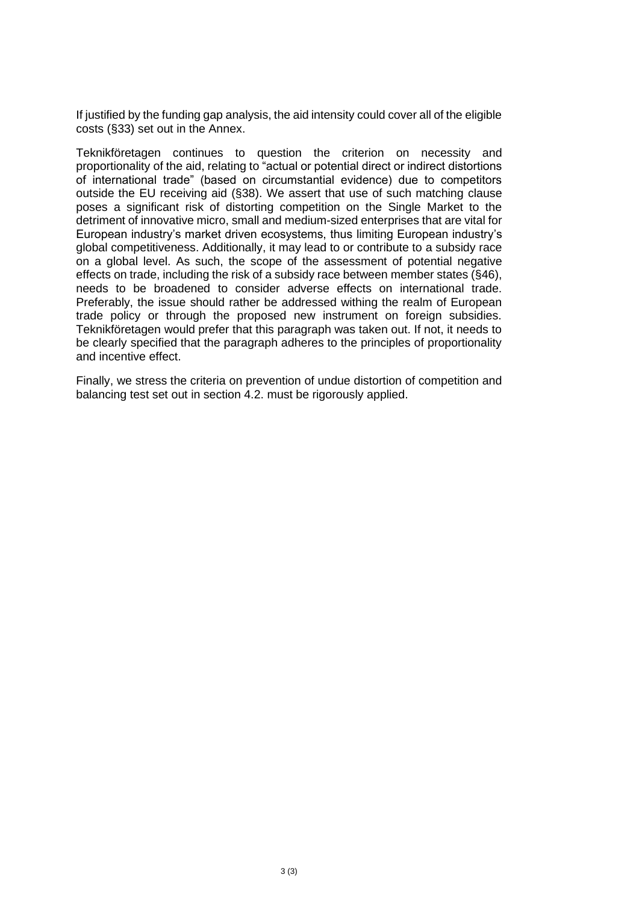If justified by the funding gap analysis, the aid intensity could cover all of the eligible costs (§33) set out in the Annex.

Teknikföretagen continues to question the criterion on necessity and proportionality of the aid, relating to "actual or potential direct or indirect distortions of international trade" (based on circumstantial evidence) due to competitors outside the EU receiving aid (§38). We assert that use of such matching clause poses a significant risk of distorting competition on the Single Market to the detriment of innovative micro, small and medium-sized enterprises that are vital for European industry's market driven ecosystems, thus limiting European industry's global competitiveness. Additionally, it may lead to or contribute to a subsidy race on a global level. As such, the scope of the assessment of potential negative effects on trade, including the risk of a subsidy race between member states (§46), needs to be broadened to consider adverse effects on international trade. Preferably, the issue should rather be addressed withing the realm of European trade policy or through the proposed new instrument on foreign subsidies. Teknikföretagen would prefer that this paragraph was taken out. If not, it needs to be clearly specified that the paragraph adheres to the principles of proportionality and incentive effect.

Finally, we stress the criteria on prevention of undue distortion of competition and balancing test set out in section 4.2. must be rigorously applied.